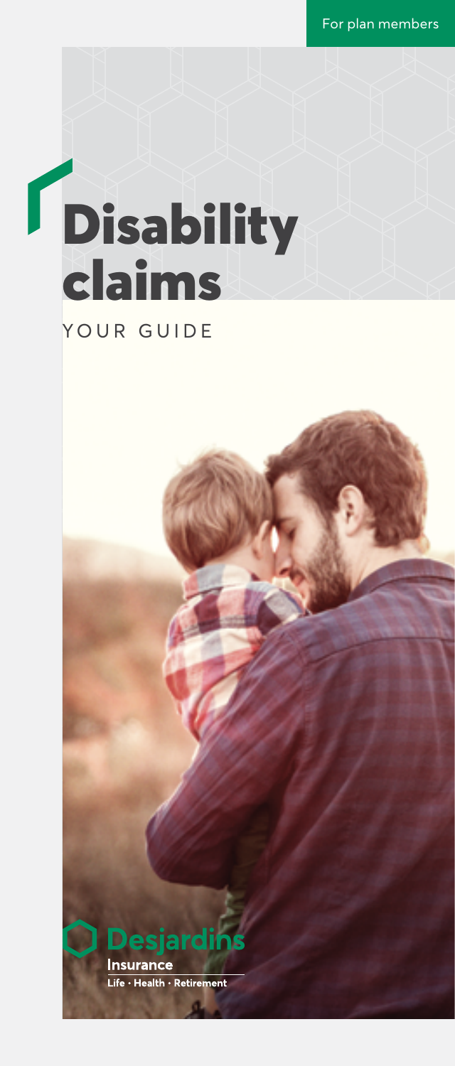For plan members

# Disability claims

YOUR GUIDE

Desjardins
Insurance
Life · Health · Retirement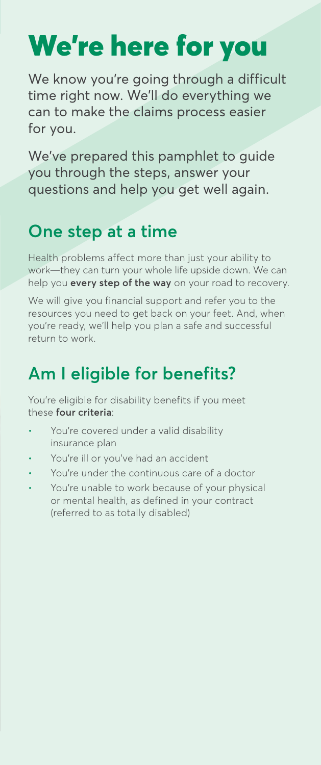# We're here for you

We know you're going through a difficult time right now. We'll do everything we can to make the claims process easier for you.

We've prepared this pamphlet to guide you through the steps, answer your questions and help you get well again.

## One step at a time

Health problems affect more than just your ability to work—they can turn your whole life upside down. We can help you **every step of the way** on your road to recovery.

We will give you financial support and refer you to the resources you need to get back on your feet. And, when you're ready, we'll help you plan a safe and successful return to work.

## Am I eligible for benefits?

You're eligible for disability benefits if you meet these **four criteria**:

- You're covered under a valid disability insurance plan
- You're ill or you've had an accident
- You're under the continuous care of a doctor
- You're unable to work because of your physical or mental health, as defined in your contract (referred to as totally disabled)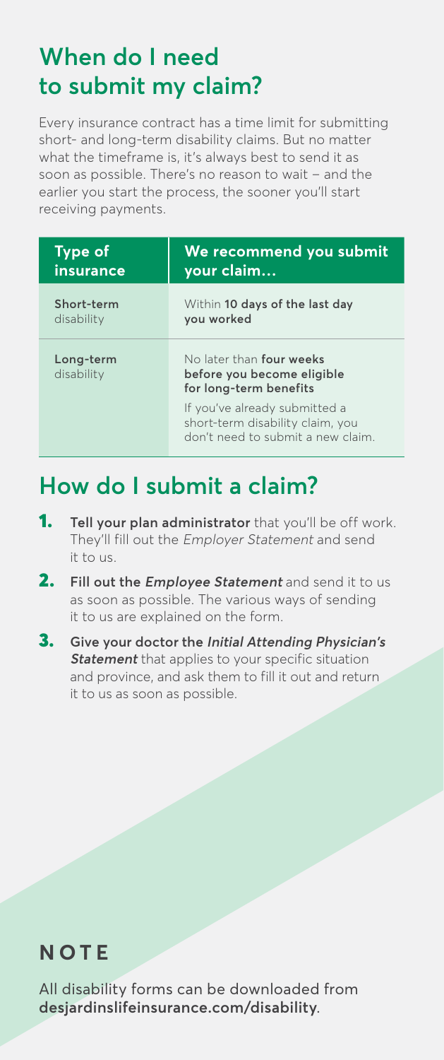## When do I need to submit my claim?

Every insurance contract has a time limit for submitting short- and long-term disability claims. But no matter what the timeframe is, it's always best to send it as soon as possible. There's no reason to wait – and the earlier you start the process, the sooner you'll start receiving payments.

| Type of insurance | We recommend you submit your claim… |
|---|---|
| **Short-term** disability | Within **10 days of the last day you worked** |
| **Long-term** disability | No later than **four weeks before you become eligible for long-term benefits**<br><br>If you've already submitted a short-term disability claim, you don't need to submit a new claim. |

## How do I submit a claim?

1. **Tell your plan administrator** that you'll be off work. They'll fill out the *Employer Statement* and send it to us.
2. **Fill out the *Employee Statement*** and send it to us as soon as possible. The various ways of sending it to us are explained on the form.
3. **Give your doctor the *Initial Attending Physician's Statement*** that applies to your specific situation and province, and ask them to fill it out and return it to us as soon as possible.

### NOTE

All disability forms can be downloaded from **desjardinslifeinsurance.com/disability**.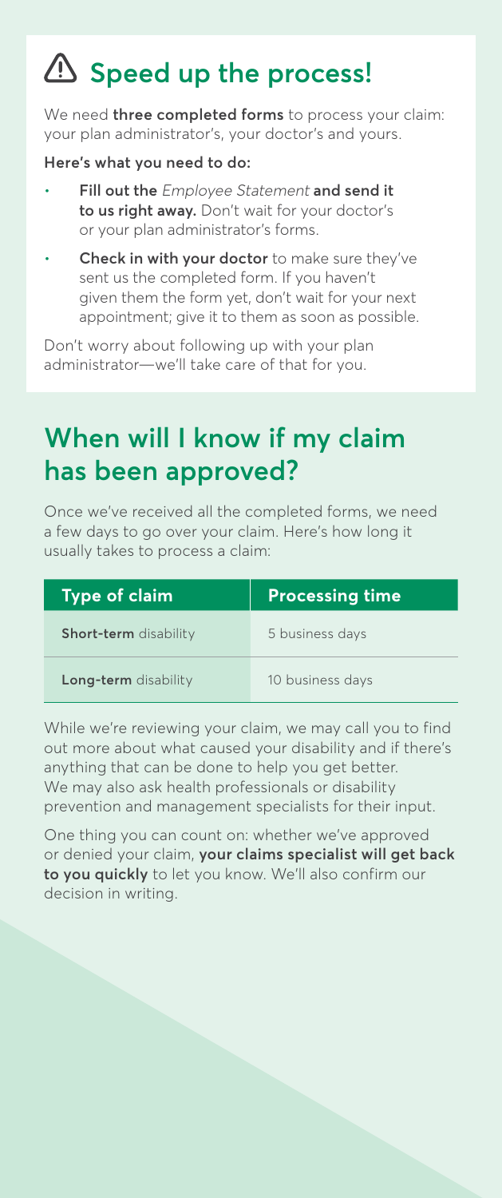## ⚠ Speed up the process!

We need **three completed forms** to process your claim: your plan administrator's, your doctor's and yours.

**Here's what you need to do:**

- **Fill out the** *Employee Statement* **and send it to us right away.** Don't wait for your doctor's or your plan administrator's forms.
- **Check in with your doctor** to make sure they've sent us the completed form. If you haven't given them the form yet, don't wait for your next appointment; give it to them as soon as possible.

Don't worry about following up with your plan administrator—we'll take care of that for you.

## When will I know if my claim has been approved?

Once we've received all the completed forms, we need a few days to go over your claim. Here's how long it usually takes to process a claim:

| Type of claim | Processing time |
|---|---|
| **Short-term** disability | 5 business days |
| **Long-term** disability | 10 business days |

While we're reviewing your claim, we may call you to find out more about what caused your disability and if there's anything that can be done to help you get better. We may also ask health professionals or disability prevention and management specialists for their input.

One thing you can count on: whether we've approved or denied your claim, **your claims specialist will get back to you quickly** to let you know. We'll also confirm our decision in writing.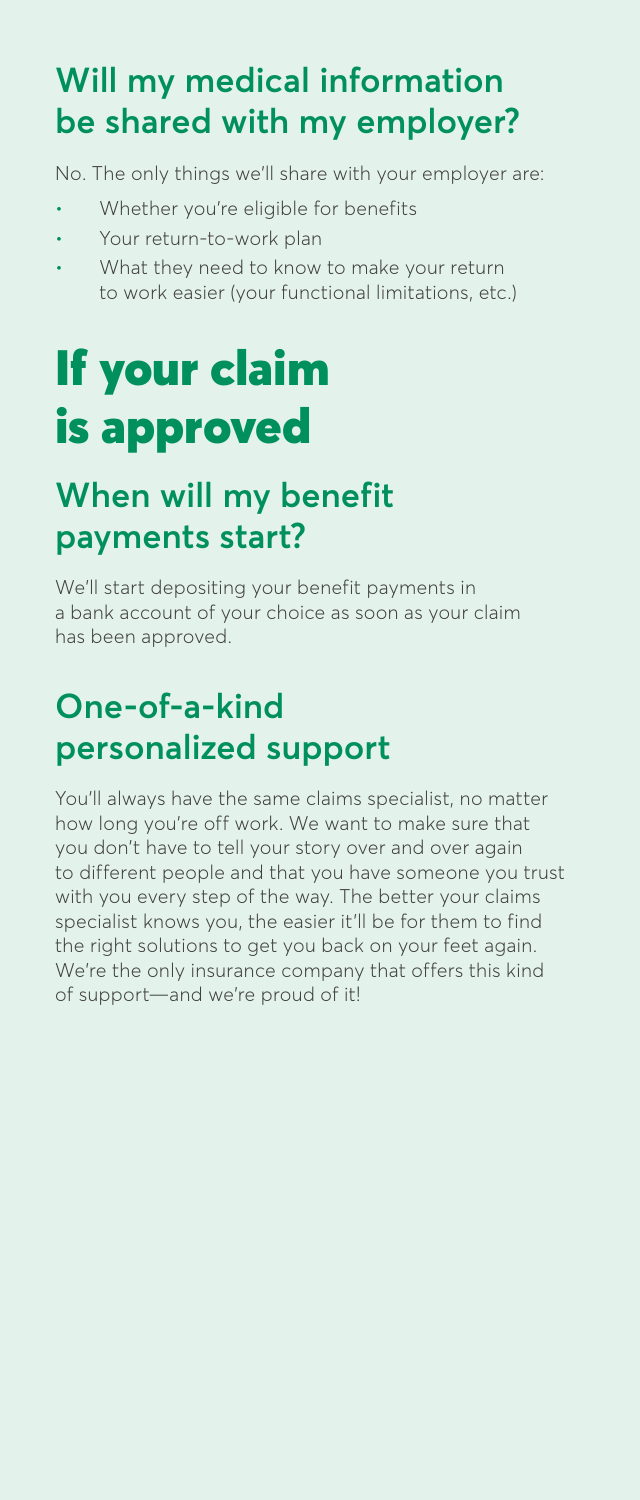## Will my medical information be shared with my employer?

No. The only things we'll share with your employer are:

- Whether you're eligible for benefits
- Your return-to-work plan
- What they need to know to make your return to work easier (your functional limitations, etc.)

# If your claim is approved

## When will my benefit payments start?

We'll start depositing your benefit payments in a bank account of your choice as soon as your claim has been approved.

## One-of-a-kind personalized support

You'll always have the same claims specialist, no matter how long you're off work. We want to make sure that you don't have to tell your story over and over again to different people and that you have someone you trust with you every step of the way. The better your claims specialist knows you, the easier it'll be for them to find the right solutions to get you back on your feet again. We're the only insurance company that offers this kind of support—and we're proud of it!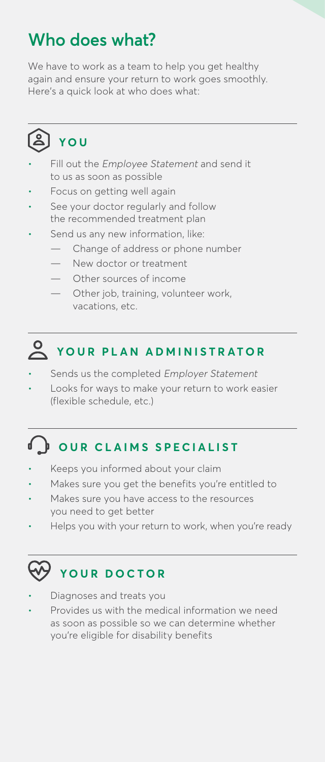# Who does what?

We have to work as a team to help you get healthy again and ensure your return to work goes smoothly. Here's a quick look at who does what:

## YOU

- Fill out the *Employee Statement* and send it to us as soon as possible
- Focus on getting well again
- See your doctor regularly and follow the recommended treatment plan
- Send us any new information, like:
  - Change of address or phone number
  - New doctor or treatment
  - Other sources of income
  - Other job, training, volunteer work, vacations, etc.

## YOUR PLAN ADMINISTRATOR

- Sends us the completed *Employer Statement*
- Looks for ways to make your return to work easier (flexible schedule, etc.)

## OUR CLAIMS SPECIALIST

- Keeps you informed about your claim
- Makes sure you get the benefits you're entitled to
- Makes sure you have access to the resources you need to get better
- Helps you with your return to work, when you're ready

## YOUR DOCTOR

- Diagnoses and treats you
- Provides us with the medical information we need as soon as possible so we can determine whether you're eligible for disability benefits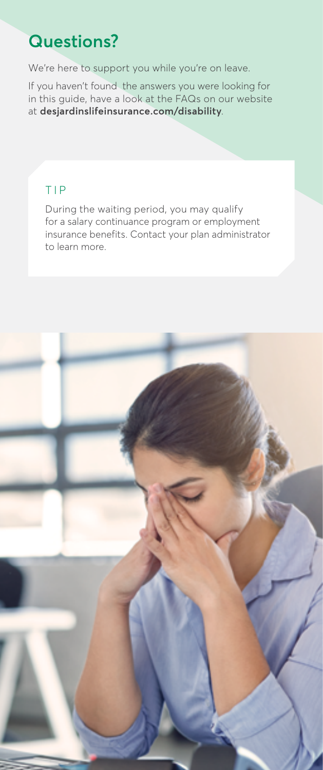## Questions?

We're here to support you while you're on leave.

If you haven't found the answers you were looking for in this guide, have a look at the FAQs on our website at **desjardinslifeinsurance.com/disability**.

TIP

During the waiting period, you may qualify for a salary continuance program or employment insurance benefits. Contact your plan administrator to learn more.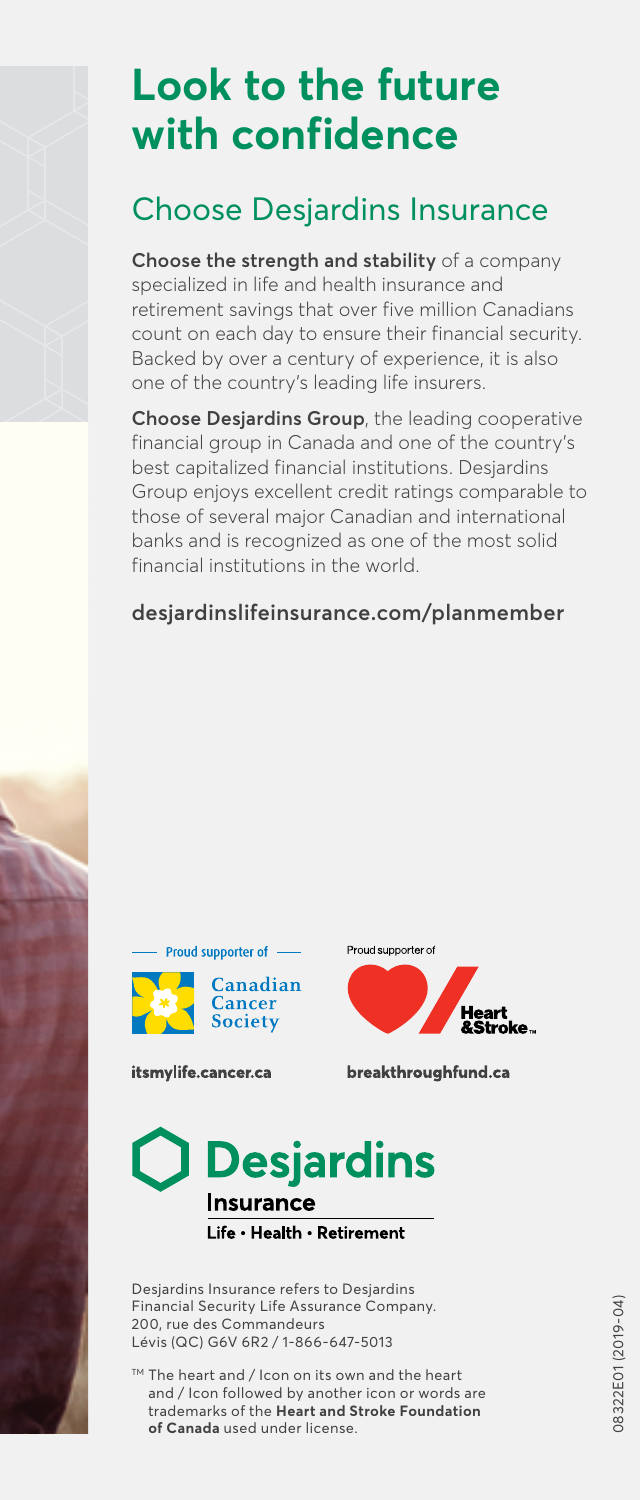# Look to the future with confidence

## Choose Desjardins Insurance

**Choose the strength and stability** of a company specialized in life and health insurance and retirement savings that over five million Canadians count on each day to ensure their financial security. Backed by over a century of experience, it is also one of the country's leading life insurers.

**Choose Desjardins Group**, the leading cooperative financial group in Canada and one of the country's best capitalized financial institutions. Desjardins Group enjoys excellent credit ratings comparable to those of several major Canadian and international banks and is recognized as one of the most solid financial institutions in the world.

**desjardinslifeinsurance.com/planmember**

Proud supporter of Canadian Cancer Society

itsmylife.cancer.ca

Proud supporter of Heart & Stroke™

breakthroughfund.ca

Desjardins Insurance
Life • Health • Retirement

Desjardins Insurance refers to Desjardins Financial Security Life Assurance Company.
200, rue des Commandeurs
Lévis (QC) G6V 6R2 / 1-866-647-5013

™ The heart and / Icon on its own and the heart and / Icon followed by another icon or words are trademarks of the **Heart and Stroke Foundation of Canada** used under license.

08322E01 (2019-04)